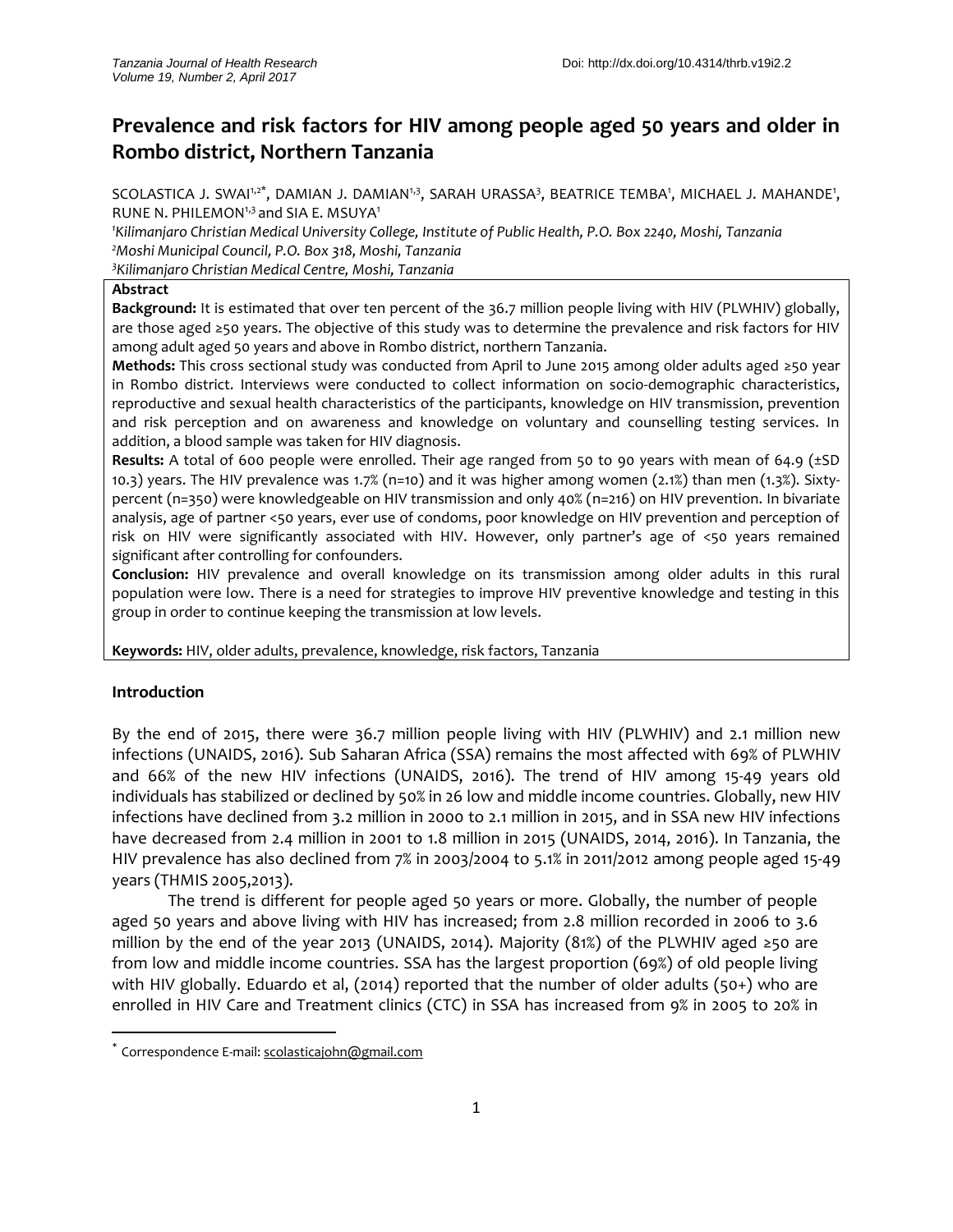# Prevalence and risk factors for HIV among people aged 50 years and older in Rombo district, Northern Tanzania

SCOLASTICA J. SWAI[1,2*], DAMIAN J. DAMIAN[1,3], SARAH URASSA[3], BEATRICE TEMBA[1], MICHAEL J. MAHANDE[1], RUNE N. PHILEMON[1,3] and SIA E. MSUYA[1]

[1]*Kilimanjaro Christian Medical University College, Institute of Public Health, P.O. Box 2240, Moshi, Tanzania*
[2]*Moshi Municipal Council, P.O. Box 318, Moshi, Tanzania*
[3]*Kilimanjaro Christian Medical Centre, Moshi, Tanzania*

**Abstract**

**Background:** It is estimated that over ten percent of the 36.7 million people living with HIV (PLWHIV) globally, are those aged ≥50 years. The objective of this study was to determine the prevalence and risk factors for HIV among adult aged 50 years and above in Rombo district, northern Tanzania.

**Methods:** This cross sectional study was conducted from April to June 2015 among older adults aged ≥50 year in Rombo district. Interviews were conducted to collect information on socio-demographic characteristics, reproductive and sexual health characteristics of the participants, knowledge on HIV transmission, prevention and risk perception and on awareness and knowledge on voluntary and counselling testing services. In addition, a blood sample was taken for HIV diagnosis.

**Results:** A total of 600 people were enrolled. Their age ranged from 50 to 90 years with mean of 64.9 (±SD 10.3) years. The HIV prevalence was 1.7% (n=10) and it was higher among women (2.1%) than men (1.3%). Sixty-percent (n=350) were knowledgeable on HIV transmission and only 40% (n=216) on HIV prevention. In bivariate analysis, age of partner <50 years, ever use of condoms, poor knowledge on HIV prevention and perception of risk on HIV were significantly associated with HIV. However, only partner's age of <50 years remained significant after controlling for confounders.

**Conclusion:** HIV prevalence and overall knowledge on its transmission among older adults in this rural population were low. There is a need for strategies to improve HIV preventive knowledge and testing in this group in order to continue keeping the transmission at low levels.

**Keywords:** HIV, older adults, prevalence, knowledge, risk factors, Tanzania

## Introduction

By the end of 2015, there were 36.7 million people living with HIV (PLWHIV) and 2.1 million new infections (UNAIDS, 2016). Sub Saharan Africa (SSA) remains the most affected with 69% of PLWHIV and 66% of the new HIV infections (UNAIDS, 2016). The trend of HIV among 15-49 years old individuals has stabilized or declined by 50% in 26 low and middle income countries. Globally, new HIV infections have declined from 3.2 million in 2000 to 2.1 million in 2015, and in SSA new HIV infections have decreased from 2.4 million in 2001 to 1.8 million in 2015 (UNAIDS, 2014, 2016). In Tanzania, the HIV prevalence has also declined from 7% in 2003/2004 to 5.1% in 2011/2012 among people aged 15-49 years (THMIS 2005,2013).

The trend is different for people aged 50 years or more. Globally, the number of people aged 50 years and above living with HIV has increased; from 2.8 million recorded in 2006 to 3.6 million by the end of the year 2013 (UNAIDS, 2014). Majority (81%) of the PLWHIV aged ≥50 are from low and middle income countries. SSA has the largest proportion (69%) of old people living with HIV globally. Eduardo et al, (2014) reported that the number of older adults (50+) who are enrolled in HIV Care and Treatment clinics (CTC) in SSA has increased from 9% in 2005 to 20% in

[*] Correspondence E-mail: scolasticajohn@gmail.com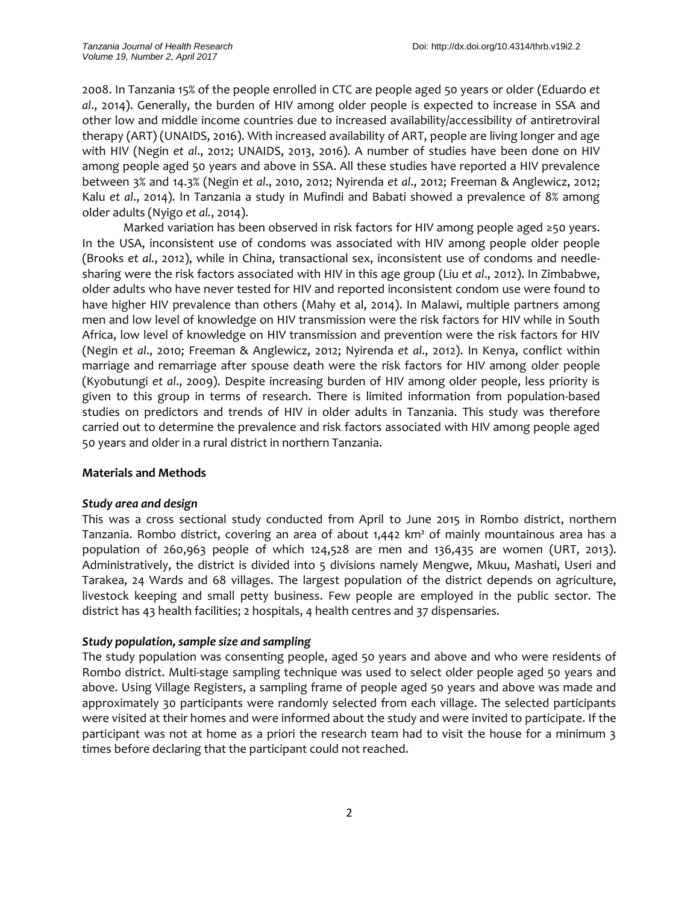2008. In Tanzania 15% of the people enrolled in CTC are people aged 50 years or older (Eduardo *et al*., 2014). Generally, the burden of HIV among older people is expected to increase in SSA and other low and middle income countries due to increased availability/accessibility of antiretroviral therapy (ART) (UNAIDS, 2016). With increased availability of ART, people are living longer and age with HIV (Negin *et al*., 2012; UNAIDS, 2013, 2016). A number of studies have been done on HIV among people aged 50 years and above in SSA. All these studies have reported a HIV prevalence between 3% and 14.3% (Negin *et al*., 2010, 2012; Nyirenda *et al*., 2012; Freeman & Anglewicz, 2012; Kalu *et al*., 2014). In Tanzania a study in Mufindi and Babati showed a prevalence of 8% among older adults (Nyigo *et al.*, 2014).

Marked variation has been observed in risk factors for HIV among people aged ≥50 years. In the USA, inconsistent use of condoms was associated with HIV among people older people (Brooks *et al.*, 2012), while in China, transactional sex, inconsistent use of condoms and needle-sharing were the risk factors associated with HIV in this age group (Liu *et al*., 2012). In Zimbabwe, older adults who have never tested for HIV and reported inconsistent condom use were found to have higher HIV prevalence than others (Mahy et al, 2014). In Malawi, multiple partners among men and low level of knowledge on HIV transmission were the risk factors for HIV while in South Africa, low level of knowledge on HIV transmission and prevention were the risk factors for HIV (Negin *et al*., 2010; Freeman & Anglewicz, 2012; Nyirenda *et al*., 2012). In Kenya, conflict within marriage and remarriage after spouse death were the risk factors for HIV among older people (Kyobutungi *et al*., 2009). Despite increasing burden of HIV among older people, less priority is given to this group in terms of research. There is limited information from population-based studies on predictors and trends of HIV in older adults in Tanzania. This study was therefore carried out to determine the prevalence and risk factors associated with HIV among people aged 50 years and older in a rural district in northern Tanzania.

## Materials and Methods

### *Study area and design*

This was a cross sectional study conducted from April to June 2015 in Rombo district, northern Tanzania. Rombo district, covering an area of about 1,442 km² of mainly mountainous area has a population of 260,963 people of which 124,528 are men and 136,435 are women (URT, 2013). Administratively, the district is divided into 5 divisions namely Mengwe, Mkuu, Mashati, Useri and Tarakea, 24 Wards and 68 villages. The largest population of the district depends on agriculture, livestock keeping and small petty business. Few people are employed in the public sector. The district has 43 health facilities; 2 hospitals, 4 health centres and 37 dispensaries.

### *Study population, sample size and sampling*

The study population was consenting people, aged 50 years and above and who were residents of Rombo district. Multi-stage sampling technique was used to select older people aged 50 years and above. Using Village Registers, a sampling frame of people aged 50 years and above was made and approximately 30 participants were randomly selected from each village. The selected participants were visited at their homes and were informed about the study and were invited to participate. If the participant was not at home as a priori the research team had to visit the house for a minimum 3 times before declaring that the participant could not reached.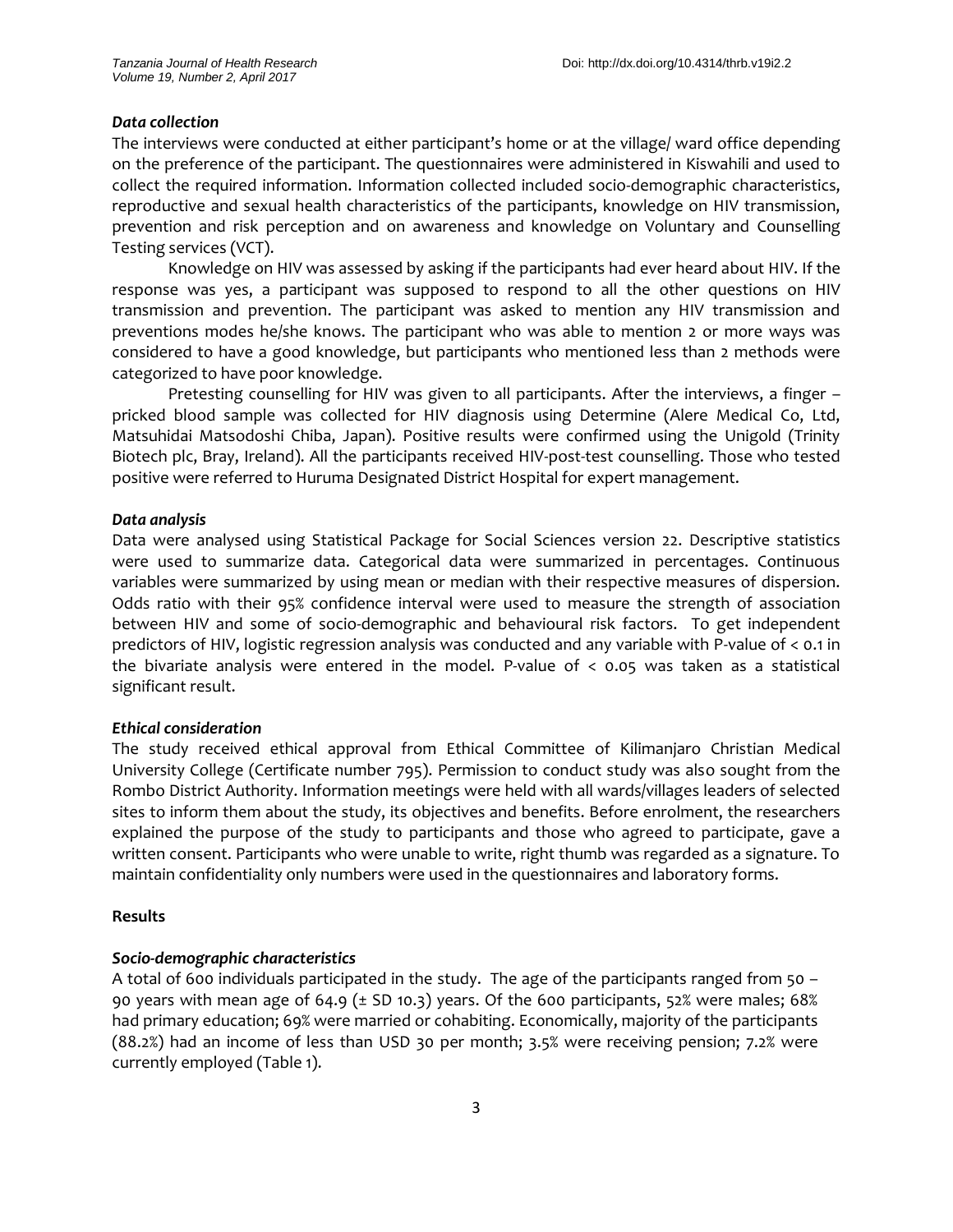### *Data collection*

The interviews were conducted at either participant's home or at the village/ ward office depending on the preference of the participant. The questionnaires were administered in Kiswahili and used to collect the required information. Information collected included socio-demographic characteristics, reproductive and sexual health characteristics of the participants, knowledge on HIV transmission, prevention and risk perception and on awareness and knowledge on Voluntary and Counselling Testing services (VCT).

Knowledge on HIV was assessed by asking if the participants had ever heard about HIV. If the response was yes, a participant was supposed to respond to all the other questions on HIV transmission and prevention. The participant was asked to mention any HIV transmission and preventions modes he/she knows. The participant who was able to mention 2 or more ways was considered to have a good knowledge, but participants who mentioned less than 2 methods were categorized to have poor knowledge.

Pretesting counselling for HIV was given to all participants. After the interviews, a finger – pricked blood sample was collected for HIV diagnosis using Determine (Alere Medical Co, Ltd, Matsuhidai Matsodoshi Chiba, Japan). Positive results were confirmed using the Unigold (Trinity Biotech plc, Bray, Ireland). All the participants received HIV-post-test counselling. Those who tested positive were referred to Huruma Designated District Hospital for expert management.

### *Data analysis*

Data were analysed using Statistical Package for Social Sciences version 22. Descriptive statistics were used to summarize data. Categorical data were summarized in percentages. Continuous variables were summarized by using mean or median with their respective measures of dispersion. Odds ratio with their 95% confidence interval were used to measure the strength of association between HIV and some of socio-demographic and behavioural risk factors. To get independent predictors of HIV, logistic regression analysis was conducted and any variable with P-value of < 0.1 in the bivariate analysis were entered in the model. P-value of < 0.05 was taken as a statistical significant result.

### *Ethical consideration*

The study received ethical approval from Ethical Committee of Kilimanjaro Christian Medical University College (Certificate number 795). Permission to conduct study was also sought from the Rombo District Authority. Information meetings were held with all wards/villages leaders of selected sites to inform them about the study, its objectives and benefits. Before enrolment, the researchers explained the purpose of the study to participants and those who agreed to participate, gave a written consent. Participants who were unable to write, right thumb was regarded as a signature. To maintain confidentiality only numbers were used in the questionnaires and laboratory forms.

## Results

### *Socio-demographic characteristics*

A total of 600 individuals participated in the study. The age of the participants ranged from 50 – 90 years with mean age of 64.9 (± SD 10.3) years. Of the 600 participants, 52% were males; 68% had primary education; 69% were married or cohabiting. Economically, majority of the participants (88.2%) had an income of less than USD 30 per month; 3.5% were receiving pension; 7.2% were currently employed (Table 1).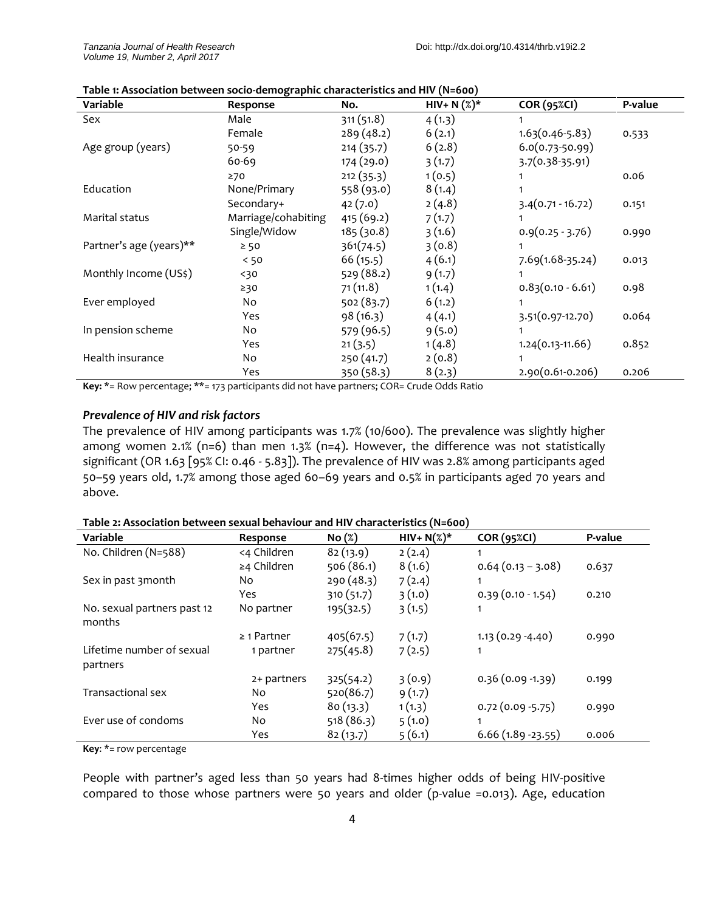**Table 1: Association between socio-demographic characteristics and HIV (N=600)**

| Variable | Response | No. | HIV+ N (%)* | COR (95%CI) | P-value |
|---|---|---|---|---|---|
| Sex | Male | 311 (51.8) | 4 (1.3) | 1 | |
| | Female | 289 (48.2) | 6 (2.1) | 1.63(0.46-5.83) | 0.533 |
| Age group (years) | 50-59 | 214 (35.7) | 6 (2.8) | 6.0(0.73-50.99) | |
| | 60-69 | 174 (29.0) | 3 (1.7) | 3.7(0.38-35.91) | |
| | ≥70 | 212 (35.3) | 1 (0.5) | 1 | 0.06 |
| Education | None/Primary | 558 (93.0) | 8 (1.4) | 1 | |
| | Secondary+ | 42 (7.0) | 2 (4.8) | 3.4(0.71 - 16.72) | 0.151 |
| Marital status | Marriage/cohabiting | 415 (69.2) | 7 (1.7) | 1 | |
| | Single/Widow | 185 (30.8) | 3 (1.6) | 0.9(0.25 - 3.76) | 0.990 |
| Partner's age (years)** | ≥ 50 | 361(74.5) | 3 (0.8) | 1 | |
| | < 50 | 66 (15.5) | 4 (6.1) | 7.69(1.68-35.24) | 0.013 |
| Monthly Income (US$) | <30 | 529 (88.2) | 9 (1.7) | 1 | |
| | ≥30 | 71 (11.8) | 1 (1.4) | 0.83(0.10 - 6.61) | 0.98 |
| Ever employed | No | 502 (83.7) | 6 (1.2) | 1 | |
| | Yes | 98 (16.3) | 4 (4.1) | 3.51(0.97-12.70) | 0.064 |
| In pension scheme | No | 579 (96.5) | 9 (5.0) | 1 | |
| | Yes | 21 (3.5) | 1 (4.8) | 1.24(0.13-11.66) | 0.852 |
| Health insurance | No | 250 (41.7) | 2 (0.8) | 1 | |
| | Yes | 350 (58.3) | 8 (2.3) | 2.90(0.61-0.206) | 0.206 |

**Key:** *= Row percentage; **= 173 participants did not have partners; COR= Crude Odds Ratio

### *Prevalence of HIV and risk factors*

The prevalence of HIV among participants was 1.7% (10/600). The prevalence was slightly higher among women 2.1% (n=6) than men 1.3% (n=4). However, the difference was not statistically significant (OR 1.63 [95% CI: 0.46 - 5.83]). The prevalence of HIV was 2.8% among participants aged 50–59 years old, 1.7% among those aged 60–69 years and 0.5% in participants aged 70 years and above.

**Table 2: Association between sexual behaviour and HIV characteristics (N=600)**

| Variable | Response | No (%) | HIV+ N(%)* | COR (95%CI) | P-value |
|---|---|---|---|---|---|
| No. Children (N=588) | <4 Children | 82 (13.9) | 2 (2.4) | 1 | |
| | ≥4 Children | 506 (86.1) | 8 (1.6) | 0.64 (0.13 – 3.08) | 0.637 |
| Sex in past 3month | No | 290 (48.3) | 7 (2.4) | 1 | |
| | Yes | 310 (51.7) | 3 (1.0) | 0.39 (0.10 - 1.54) | 0.210 |
| No. sexual partners past 12 months | No partner | 195(32.5) | 3 (1.5) | 1 | |
| | ≥ 1 Partner | 405(67.5) | 7 (1.7) | 1.13 (0.29 -4.40) | 0.990 |
| Lifetime number of sexual partners | 1 partner | 275(45.8) | 7 (2.5) | 1 | |
| | 2+ partners | 325(54.2) | 3 (0.9) | 0.36 (0.09 -1.39) | 0.199 |
| Transactional sex | No | 520(86.7) | 9 (1.7) | | |
| | Yes | 80 (13.3) | 1 (1.3) | 0.72 (0.09 -5.75) | 0.990 |
| Ever use of condoms | No | 518 (86.3) | 5 (1.0) | 1 | |
| | Yes | 82 (13.7) | 5 (6.1) | 6.66 (1.89 -23.55) | 0.006 |

**Key**: *= row percentage

People with partner's aged less than 50 years had 8-times higher odds of being HIV-positive compared to those whose partners were 50 years and older (p-value =0.013). Age, education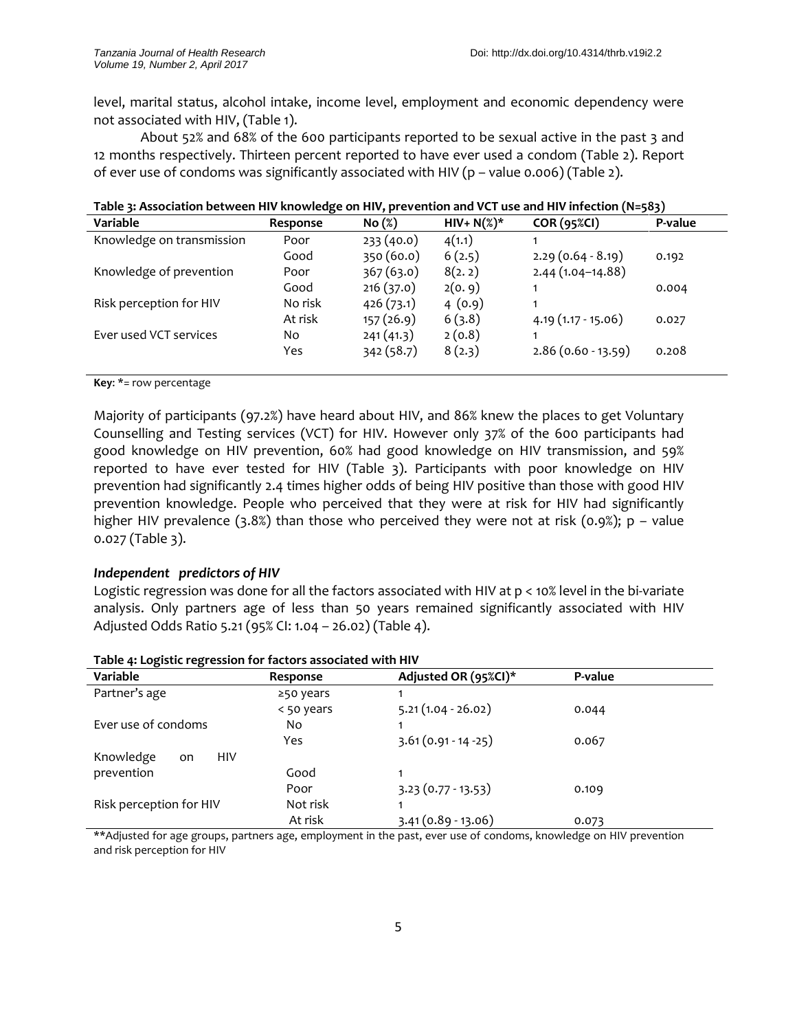level, marital status, alcohol intake, income level, employment and economic dependency were not associated with HIV, (Table 1).

About 52% and 68% of the 600 participants reported to be sexual active in the past 3 and 12 months respectively. Thirteen percent reported to have ever used a condom (Table 2). Report of ever use of condoms was significantly associated with HIV (p – value 0.006) (Table 2).

**Table 3: Association between HIV knowledge on HIV, prevention and VCT use and HIV infection (N=583)**

| Variable | Response | No (%) | HIV+ N(%)* | COR (95%CI) | P-value |
|---|---|---|---|---|---|
| Knowledge on transmission | Poor | 233 (40.0) | 4(1.1) | 1 | |
| | Good | 350 (60.0) | 6 (2.5) | 2.29 (0.64 - 8.19) | 0.192 |
| Knowledge of prevention | Poor | 367 (63.0) | 8(2. 2) | 2.44 (1.04–14.88) | |
| | Good | 216 (37.0) | 2(0. 9) | 1 | 0.004 |
| Risk perception for HIV | No risk | 426 (73.1) | 4 (0.9) | 1 | |
| | At risk | 157 (26.9) | 6 (3.8) | 4.19 (1.17 - 15.06) | 0.027 |
| Ever used VCT services | No | 241 (41.3) | 2 (0.8) | 1 | |
| | Yes | 342 (58.7) | 8 (2.3) | 2.86 (0.60 - 13.59) | 0.208 |

**Key**: *= row percentage

Majority of participants (97.2%) have heard about HIV, and 86% knew the places to get Voluntary Counselling and Testing services (VCT) for HIV. However only 37% of the 600 participants had good knowledge on HIV prevention, 60% had good knowledge on HIV transmission, and 59% reported to have ever tested for HIV (Table 3). Participants with poor knowledge on HIV prevention had significantly 2.4 times higher odds of being HIV positive than those with good HIV prevention knowledge. People who perceived that they were at risk for HIV had significantly higher HIV prevalence (3.8%) than those who perceived they were not at risk (0.9%); p – value 0.027 (Table 3).

### *Independent predictors of HIV*

Logistic regression was done for all the factors associated with HIV at p < 10% level in the bi-variate analysis. Only partners age of less than 50 years remained significantly associated with HIV Adjusted Odds Ratio 5.21 (95% CI: 1.04 – 26.02) (Table 4).

**Table 4: Logistic regression for factors associated with HIV**

| Variable | Response | Adjusted OR (95%CI)* | P-value |
|---|---|---|---|
| Partner's age | ≥50 years | 1 | |
| | < 50 years | 5.21 (1.04 - 26.02) | 0.044 |
| Ever use of condoms | No | 1 | |
| | Yes | 3.61 (0.91 - 14 -25) | 0.067 |
| Knowledge on HIV prevention | Good | 1 | |
| | Poor | 3.23 (0.77 - 13.53) | 0.109 |
| Risk perception for HIV | Not risk | 1 | |
| | At risk | 3.41 (0.89 - 13.06) | 0.073 |

**Adjusted for age groups, partners age, employment in the past, ever use of condoms, knowledge on HIV prevention and risk perception for HIV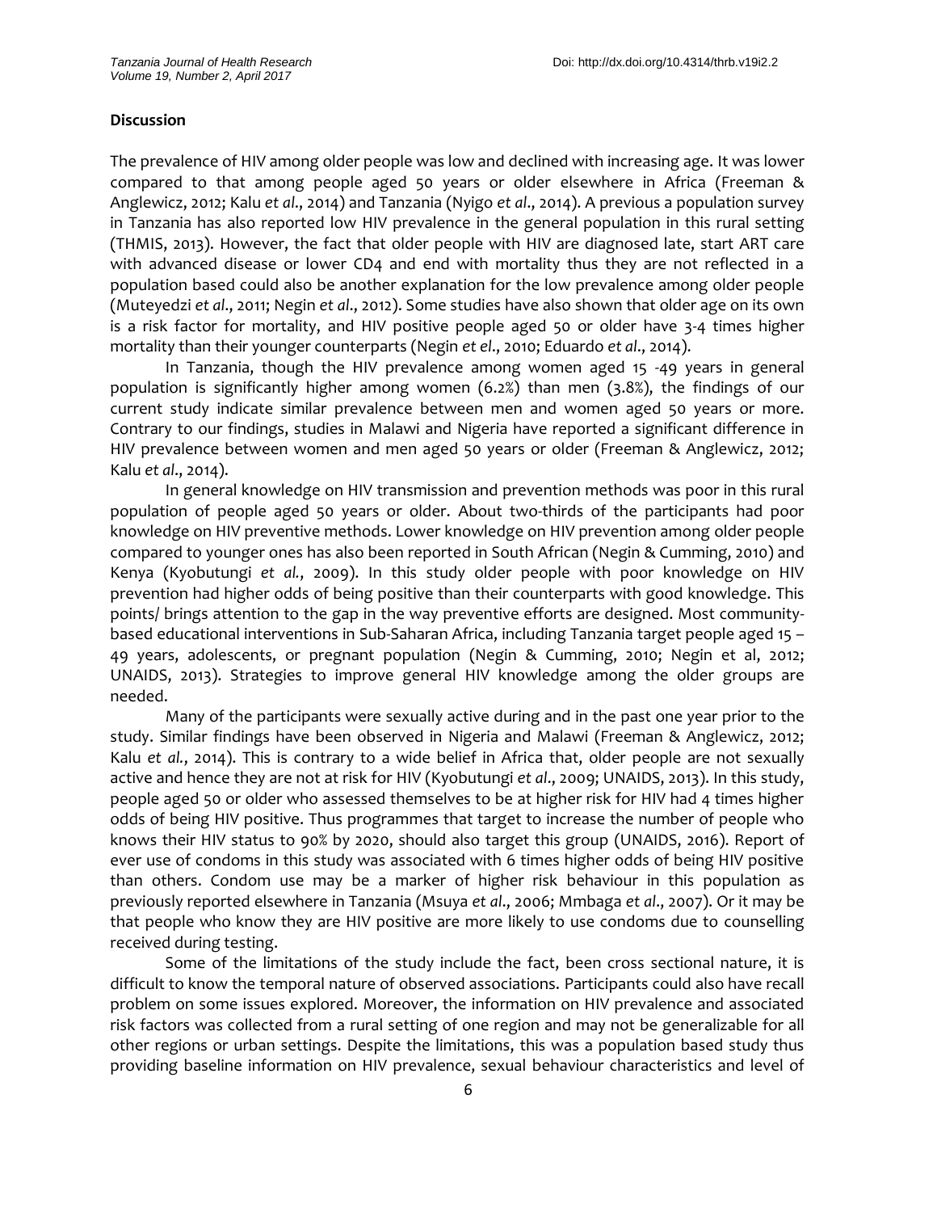**Discussion**

The prevalence of HIV among older people was low and declined with increasing age. It was lower compared to that among people aged 50 years or older elsewhere in Africa (Freeman & Anglewicz, 2012; Kalu *et al*., 2014) and Tanzania (Nyigo *et al*., 2014). A previous a population survey in Tanzania has also reported low HIV prevalence in the general population in this rural setting (THMIS, 2013). However, the fact that older people with HIV are diagnosed late, start ART care with advanced disease or lower CD4 and end with mortality thus they are not reflected in a population based could also be another explanation for the low prevalence among older people (Muteyedzi *et al*., 2011; Negin *et al*., 2012). Some studies have also shown that older age on its own is a risk factor for mortality, and HIV positive people aged 50 or older have 3-4 times higher mortality than their younger counterparts (Negin *et el*., 2010; Eduardo *et al*., 2014).

In Tanzania, though the HIV prevalence among women aged 15 -49 years in general population is significantly higher among women (6.2%) than men (3.8%), the findings of our current study indicate similar prevalence between men and women aged 50 years or more. Contrary to our findings, studies in Malawi and Nigeria have reported a significant difference in HIV prevalence between women and men aged 50 years or older (Freeman & Anglewicz, 2012; Kalu *et al*., 2014).

In general knowledge on HIV transmission and prevention methods was poor in this rural population of people aged 50 years or older. About two-thirds of the participants had poor knowledge on HIV preventive methods. Lower knowledge on HIV prevention among older people compared to younger ones has also been reported in South African (Negin & Cumming, 2010) and Kenya (Kyobutungi *et al.*, 2009). In this study older people with poor knowledge on HIV prevention had higher odds of being positive than their counterparts with good knowledge. This points/ brings attention to the gap in the way preventive efforts are designed. Most community-based educational interventions in Sub-Saharan Africa, including Tanzania target people aged 15 – 49 years, adolescents, or pregnant population (Negin & Cumming, 2010; Negin et al, 2012; UNAIDS, 2013). Strategies to improve general HIV knowledge among the older groups are needed.

Many of the participants were sexually active during and in the past one year prior to the study. Similar findings have been observed in Nigeria and Malawi (Freeman & Anglewicz, 2012; Kalu *et al.*, 2014). This is contrary to a wide belief in Africa that, older people are not sexually active and hence they are not at risk for HIV (Kyobutungi *et al*., 2009; UNAIDS, 2013). In this study, people aged 50 or older who assessed themselves to be at higher risk for HIV had 4 times higher odds of being HIV positive. Thus programmes that target to increase the number of people who knows their HIV status to 90% by 2020, should also target this group (UNAIDS, 2016). Report of ever use of condoms in this study was associated with 6 times higher odds of being HIV positive than others. Condom use may be a marker of higher risk behaviour in this population as previously reported elsewhere in Tanzania (Msuya *et al*., 2006; Mmbaga *et al*., 2007). Or it may be that people who know they are HIV positive are more likely to use condoms due to counselling received during testing.

Some of the limitations of the study include the fact, been cross sectional nature, it is difficult to know the temporal nature of observed associations. Participants could also have recall problem on some issues explored. Moreover, the information on HIV prevalence and associated risk factors was collected from a rural setting of one region and may not be generalizable for all other regions or urban settings. Despite the limitations, this was a population based study thus providing baseline information on HIV prevalence, sexual behaviour characteristics and level of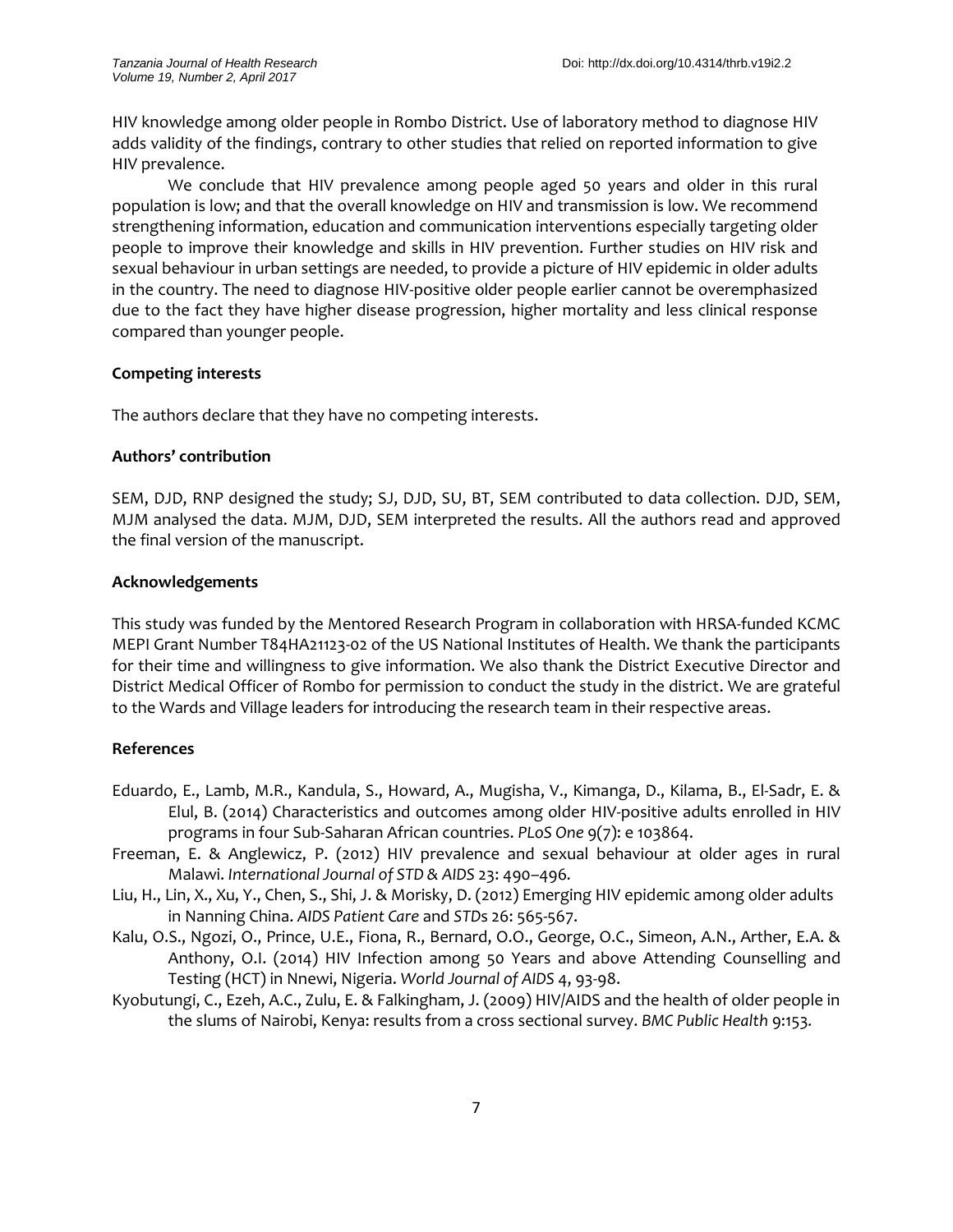HIV knowledge among older people in Rombo District. Use of laboratory method to diagnose HIV adds validity of the findings, contrary to other studies that relied on reported information to give HIV prevalence.

We conclude that HIV prevalence among people aged 50 years and older in this rural population is low; and that the overall knowledge on HIV and transmission is low. We recommend strengthening information, education and communication interventions especially targeting older people to improve their knowledge and skills in HIV prevention. Further studies on HIV risk and sexual behaviour in urban settings are needed, to provide a picture of HIV epidemic in older adults in the country. The need to diagnose HIV-positive older people earlier cannot be overemphasized due to the fact they have higher disease progression, higher mortality and less clinical response compared than younger people.

**Competing interests**

The authors declare that they have no competing interests.

**Authors' contribution**

SEM, DJD, RNP designed the study; SJ, DJD, SU, BT, SEM contributed to data collection. DJD, SEM, MJM analysed the data. MJM, DJD, SEM interpreted the results. All the authors read and approved the final version of the manuscript.

**Acknowledgements**

This study was funded by the Mentored Research Program in collaboration with HRSA-funded KCMC MEPI Grant Number T84HA21123-02 of the US National Institutes of Health. We thank the participants for their time and willingness to give information. We also thank the District Executive Director and District Medical Officer of Rombo for permission to conduct the study in the district. We are grateful to the Wards and Village leaders for introducing the research team in their respective areas.

**References**

Eduardo, E., Lamb, M.R., Kandula, S., Howard, A., Mugisha, V., Kimanga, D., Kilama, B., El-Sadr, E. & Elul, B. (2014) Characteristics and outcomes among older HIV-positive adults enrolled in HIV programs in four Sub-Saharan African countries. *PLoS One* 9(7): e 103864.

Freeman, E. & Anglewicz, P. (2012) HIV prevalence and sexual behaviour at older ages in rural Malawi. *International Journal of STD & AIDS* 23: 490–496.

Liu, H., Lin, X., Xu, Y., Chen, S., Shi, J. & Morisky, D. (2012) Emerging HIV epidemic among older adults in Nanning China. *AIDS Patient Care* and *STDs* 26: 565-567.

Kalu, O.S., Ngozi, O., Prince, U.E., Fiona, R., Bernard, O.O., George, O.C., Simeon, A.N., Arther, E.A. & Anthony, O.I. (2014) HIV Infection among 50 Years and above Attending Counselling and Testing (HCT) in Nnewi, Nigeria. *World Journal of AIDS* 4, 93-98.

Kyobutungi, C., Ezeh, A.C., Zulu, E. & Falkingham, J. (2009) HIV/AIDS and the health of older people in the slums of Nairobi, Kenya: results from a cross sectional survey. *BMC Public Health* 9:153.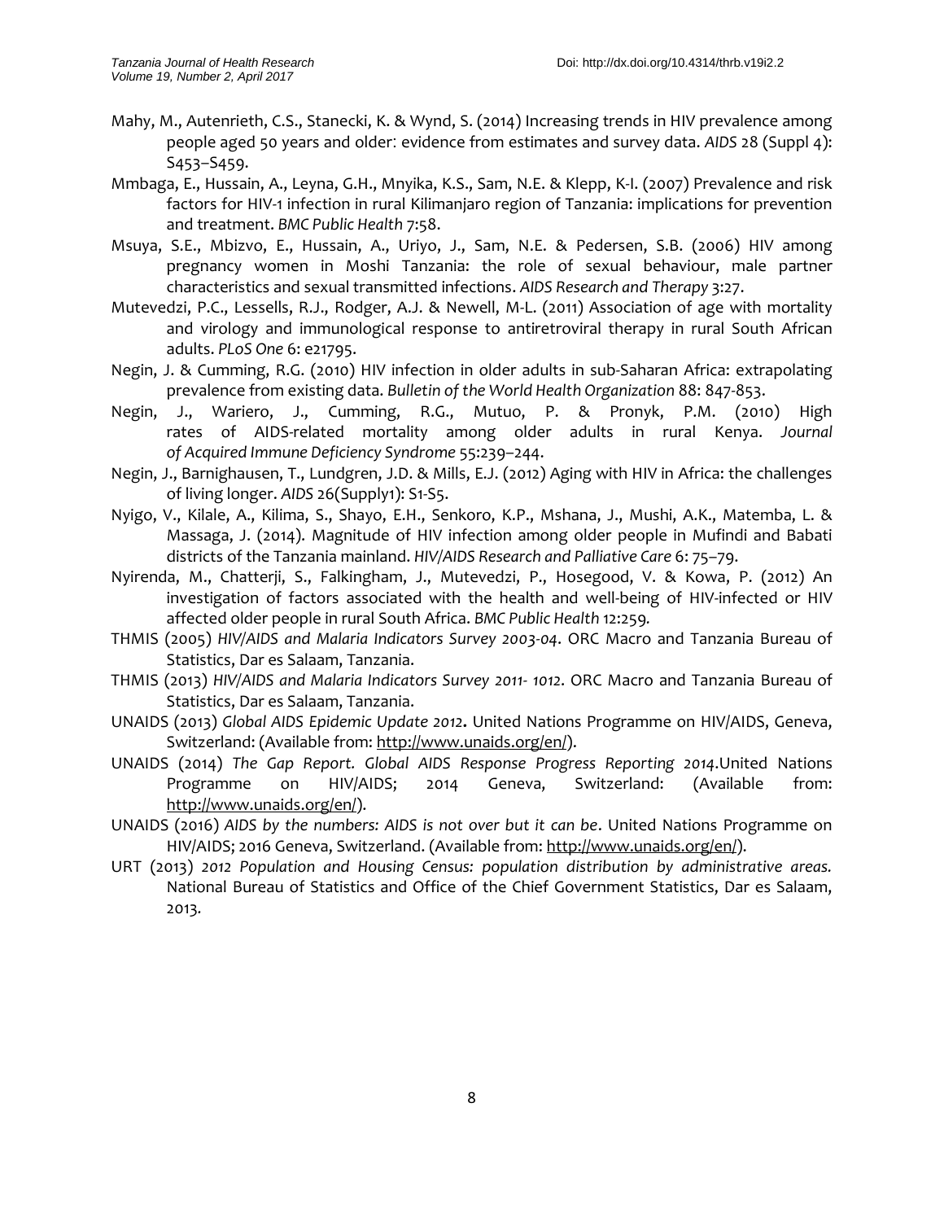Mahy, M., Autenrieth, C.S., Stanecki, K. & Wynd, S. (2014) Increasing trends in HIV prevalence among people aged 50 years and older: evidence from estimates and survey data. *AIDS* 28 (Suppl 4): S453–S459.

Mmbaga, E., Hussain, A., Leyna, G.H., Mnyika, K.S., Sam, N.E. & Klepp, K-I. (2007) Prevalence and risk factors for HIV-1 infection in rural Kilimanjaro region of Tanzania: implications for prevention and treatment. *BMC Public Health* 7:58.

Msuya, S.E., Mbizvo, E., Hussain, A., Uriyo, J., Sam, N.E. & Pedersen, S.B. (2006) HIV among pregnancy women in Moshi Tanzania: the role of sexual behaviour, male partner characteristics and sexual transmitted infections. *AIDS Research and Therapy* 3:27.

Mutevedzi, P.C., Lessells, R.J., Rodger, A.J. & Newell, M-L. (2011) Association of age with mortality and virology and immunological response to antiretroviral therapy in rural South African adults. *PLoS One* 6: e21795.

Negin, J. & Cumming, R.G. (2010) HIV infection in older adults in sub-Saharan Africa: extrapolating prevalence from existing data. *Bulletin of the World Health Organization* 88: 847-853.

Negin, J., Wariero, J., Cumming, R.G., Mutuo, P. & Pronyk, P.M. (2010) High rates of AIDS-related mortality among older adults in rural Kenya. *Journal of Acquired Immune Deficiency Syndrome* 55:239–244.

Negin, J., Barnighausen, T., Lundgren, J.D. & Mills, E.J. (2012) Aging with HIV in Africa: the challenges of living longer. *AIDS* 26(Supply1): S1-S5.

Nyigo, V., Kilale, A., Kilima, S., Shayo, E.H., Senkoro, K.P., Mshana, J., Mushi, A.K., Matemba, L. & Massaga, J. (2014). Magnitude of HIV infection among older people in Mufindi and Babati districts of the Tanzania mainland. *HIV/AIDS Research and Palliative Care* 6: 75–79.

Nyirenda, M., Chatterji, S., Falkingham, J., Mutevedzi, P., Hosegood, V. & Kowa, P. (2012) An investigation of factors associated with the health and well-being of HIV-infected or HIV affected older people in rural South Africa. *BMC Public Health* 12:259.

THMIS (2005) *HIV/AIDS and Malaria Indicators Survey 2003-04*. ORC Macro and Tanzania Bureau of Statistics, Dar es Salaam, Tanzania.

THMIS (2013) *HIV/AIDS and Malaria Indicators Survey 2011- 1012*. ORC Macro and Tanzania Bureau of Statistics, Dar es Salaam, Tanzania.

UNAIDS (2013) *Global AIDS Epidemic Update 2012***.** United Nations Programme on HIV/AIDS, Geneva, Switzerland: (Available from: http://www.unaids.org/en/).

UNAIDS (2014) *The Gap Report. Global AIDS Response Progress Reporting 2014*.United Nations Programme on HIV/AIDS; 2014 Geneva, Switzerland: (Available from: http://www.unaids.org/en/).

UNAIDS (2016) *AIDS by the numbers: AIDS is not over but it can be*. United Nations Programme on HIV/AIDS; 2016 Geneva, Switzerland. (Available from: http://www.unaids.org/en/).

URT (2013) *2012 Population and Housing Census: population distribution by administrative areas.* National Bureau of Statistics and Office of the Chief Government Statistics, Dar es Salaam, 2013.